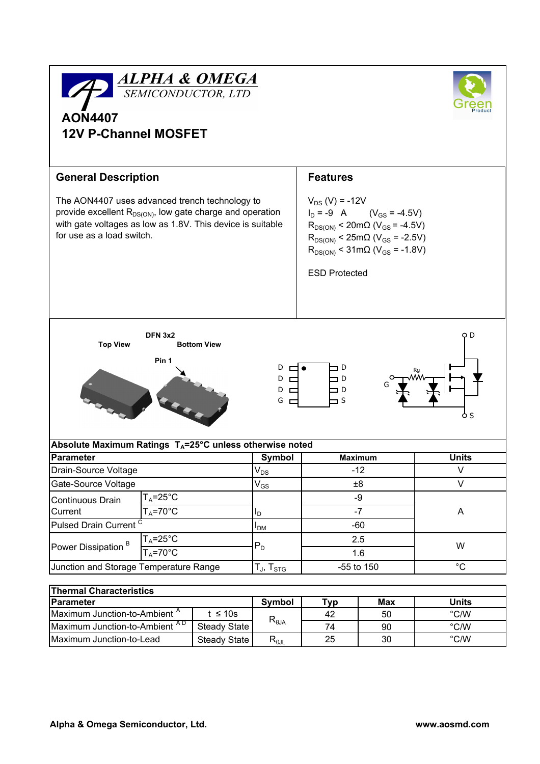# ALPHA & OMEGA
SEMICONDUCTOR, LTD

# AON4407
## 12V P-Channel MOSFET

Green Product

## General Description

The AON4407 uses advanced trench technology to provide excellent $R_{DS(ON)}$, low gate charge and operation with gate voltages as low as 1.8V. This device is suitable for use as a load switch.

## Features

$V_{DS}$ (V) = -12V
$I_D$ = -9 A ($V_{GS}$ = -4.5V)
$R_{DS(ON)}$ < 20mΩ ($V_{GS}$ = -4.5V)
$R_{DS(ON)}$ < 25mΩ ($V_{GS}$ = -2.5V)
$R_{DS(ON)}$ < 31mΩ ($V_{GS}$ = -1.8V)

ESD Protected

DFN 3x2

Top View    Bottom View

Pin 1

D D D G | D D D S

G, Rg, D, S

**Absolute Maximum Ratings $T_A$=25°C unless otherwise noted**

| Parameter | | Symbol | Maximum | Units |
|---|---|---|---|---|
| Drain-Source Voltage | | $V_{DS}$ | -12 | V |
| Gate-Source Voltage | | $V_{GS}$ | ±8 | V |
| Continuous Drain Current | $T_A$=25°C | $I_D$ | -9 | A |
| | $T_A$=70°C | | -7 | |
| Pulsed Drain Current [C] | | $I_{DM}$ | -60 | |
| Power Dissipation [B] | $T_A$=25°C | $P_D$ | 2.5 | W |
| | $T_A$=70°C | | 1.6 | |
| Junction and Storage Temperature Range | | $T_J$, $T_{STG}$ | -55 to 150 | °C |

**Thermal Characteristics**

| Parameter | | Symbol | Typ | Max | Units |
|---|---|---|---|---|---|
| Maximum Junction-to-Ambient [A] | t ≤ 10s | $R_{\theta JA}$ | 42 | 50 | °C/W |
| Maximum Junction-to-Ambient [A D] | Steady State | | 74 | 90 | °C/W |
| Maximum Junction-to-Lead | Steady State | $R_{\theta JL}$ | 25 | 30 | °C/W |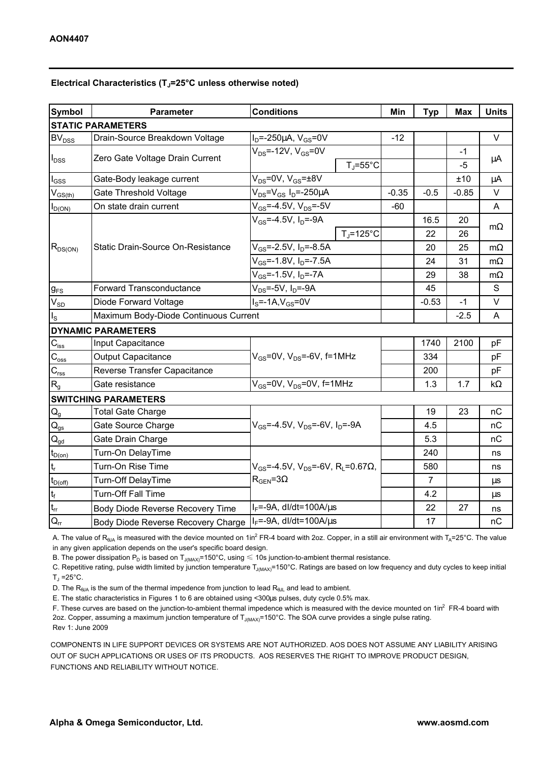## Electrical Characteristics ($T_J$=25°C unless otherwise noted)

| Symbol | Parameter | Conditions | | Min | Typ | Max | Units |
|---|---|---|---|---|---|---|---|
| **STATIC PARAMETERS** | | | | | | | |
| $BV_{DSS}$ | Drain-Source Breakdown Voltage | $I_D$=-250µA, $V_{GS}$=0V | | -12 | | | V |
| $I_{DSS}$ | Zero Gate Voltage Drain Current | $V_{DS}$=-12V, $V_{GS}$=0V | | | | -1 | µA |
| | | | $T_J$=55°C | | | -5 | |
| $I_{GSS}$ | Gate-Body leakage current | $V_{DS}$=0V, $V_{GS}$=±8V | | | | ±10 | µA |
| $V_{GS(th)}$ | Gate Threshold Voltage | $V_{DS}$=$V_{GS}$ $I_D$=-250µA | | -0.35 | -0.5 | -0.85 | V |
| $I_{D(ON)}$ | On state drain current | $V_{GS}$=-4.5V, $V_{DS}$=-5V | | -60 | | | A |
| $R_{DS(ON)}$ | Static Drain-Source On-Resistance | $V_{GS}$=-4.5V, $I_D$=-9A | | | 16.5 | 20 | mΩ |
| | | | $T_J$=125°C | | 22 | 26 | |
| | | $V_{GS}$=-2.5V, $I_D$=-8.5A | | | 20 | 25 | mΩ |
| | | $V_{GS}$=-1.8V, $I_D$=-7.5A | | | 24 | 31 | mΩ |
| | | $V_{GS}$=-1.5V, $I_D$=-7A | | | 29 | 38 | mΩ |
| $g_{FS}$ | Forward Transconductance | $V_{DS}$=-5V, $I_D$=-9A | | | 45 | | S |
| $V_{SD}$ | Diode Forward Voltage | $I_S$=-1A,$V_{GS}$=0V | | | -0.53 | -1 | V |
| $I_S$ | Maximum Body-Diode Continuous Current | | | | | -2.5 | A |
| **DYNAMIC PARAMETERS** | | | | | | | |
| $C_{iss}$ | Input Capacitance | $V_{GS}$=0V, $V_{DS}$=-6V, f=1MHz | | | 1740 | 2100 | pF |
| $C_{oss}$ | Output Capacitance | | | | 334 | | pF |
| $C_{rss}$ | Reverse Transfer Capacitance | | | | 200 | | pF |
| $R_g$ | Gate resistance | $V_{GS}$=0V, $V_{DS}$=0V, f=1MHz | | | 1.3 | 1.7 | kΩ |
| **SWITCHING PARAMETERS** | | | | | | | |
| $Q_g$ | Total Gate Charge | $V_{GS}$=-4.5V, $V_{DS}$=-6V, $I_D$=-9A | | | 19 | 23 | nC |
| $Q_{gs}$ | Gate Source Charge | | | | 4.5 | | nC |
| $Q_{gd}$ | Gate Drain Charge | | | | 5.3 | | nC |
| $t_{D(on)}$ | Turn-On DelayTime | $V_{GS}$=-4.5V, $V_{DS}$=-6V, $R_L$=0.67Ω, $R_{GEN}$=3Ω | | | 240 | | ns |
| $t_r$ | Turn-On Rise Time | | | | 580 | | ns |
| $t_{D(off)}$ | Turn-Off DelayTime | | | | 7 | | µs |
| $t_f$ | Turn-Off Fall Time | | | | 4.2 | | µs |
| $t_{rr}$ | Body Diode Reverse Recovery Time | $I_F$=-9A, dI/dt=100A/µs | | | 22 | 27 | ns |
| $Q_{rr}$ | Body Diode Reverse Recovery Charge | $I_F$=-9A, dI/dt=100A/µs | | | 17 | | nC |

A. The value of $R_{\theta JA}$ is measured with the device mounted on 1in$^2$ FR-4 board with 2oz. Copper, in a still air environment with $T_A$=25°C. The value in any given application depends on the user's specific board design.

B. The power dissipation $P_D$ is based on $T_{J(MAX)}$=150°C, using ≤ 10s junction-to-ambient thermal resistance.

C. Repetitive rating, pulse width limited by junction temperature $T_{J(MAX)}$=150°C. Ratings are based on low frequency and duty cycles to keep initial $T_J$ =25°C.

D. The $R_{\theta JA}$ is the sum of the thermal impedence from junction to lead $R_{\theta JL}$ and lead to ambient.

E. The static characteristics in Figures 1 to 6 are obtained using <300µs pulses, duty cycle 0.5% max.

F. These curves are based on the junction-to-ambient thermal impedence which is measured with the device mounted on 1in$^2$ FR-4 board with 2oz. Copper, assuming a maximum junction temperature of $T_{J(MAX)}$=150°C. The SOA curve provides a single pulse rating.

Rev 1: June 2009

COMPONENTS IN LIFE SUPPORT DEVICES OR SYSTEMS ARE NOT AUTHORIZED. AOS DOES NOT ASSUME ANY LIABILITY ARISING OUT OF SUCH APPLICATIONS OR USES OF ITS PRODUCTS. AOS RESERVES THE RIGHT TO IMPROVE PRODUCT DESIGN, FUNCTIONS AND RELIABILITY WITHOUT NOTICE.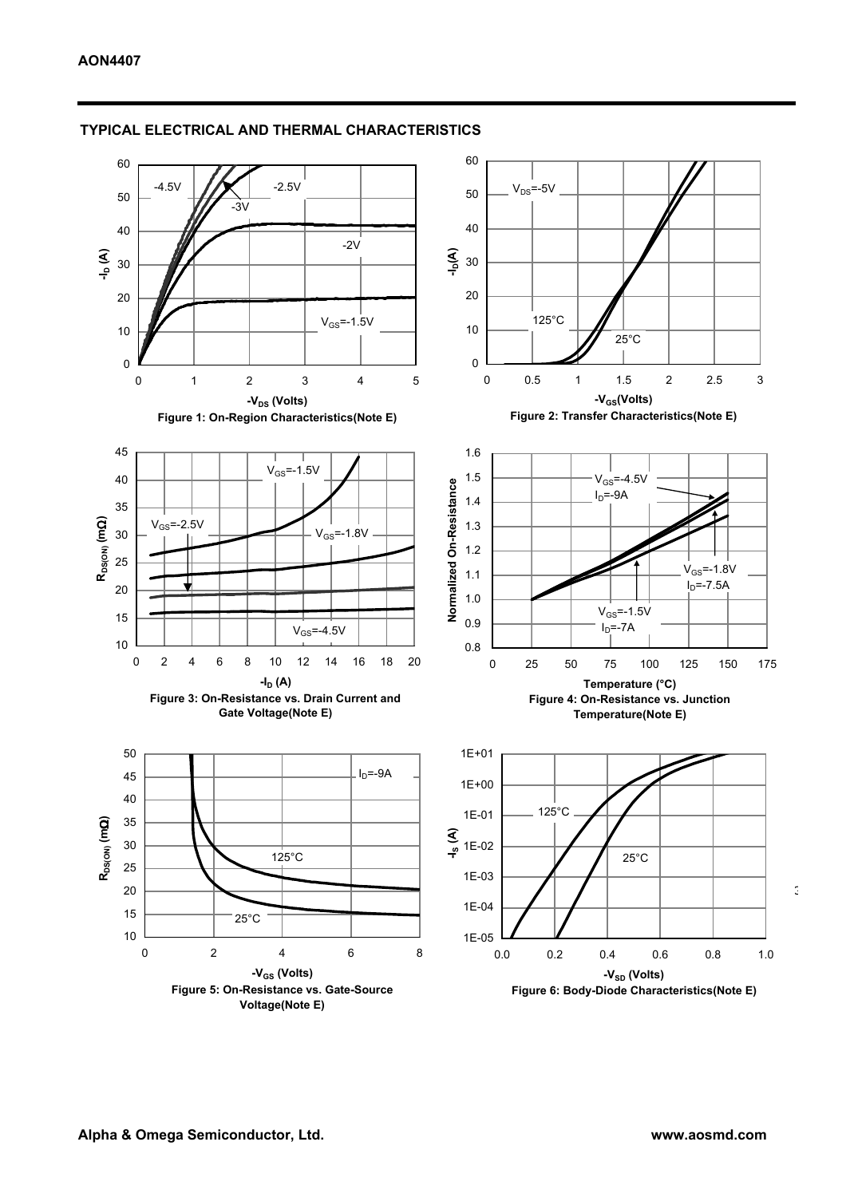## TYPICAL ELECTRICAL AND THERMAL CHARACTERISTICS

Figure 1: On-Region Characteristics(Note E)

Figure 2: Transfer Characteristics(Note E)

Figure 3: On-Resistance vs. Drain Current and Gate Voltage(Note E)

Figure 4: On-Resistance vs. Junction Temperature(Note E)

Figure 5: On-Resistance vs. Gate-Source Voltage(Note E)

Figure 6: Body-Diode Characteristics(Note E)

Alpha & Omega Semiconductor, Ltd. www.aosmd.com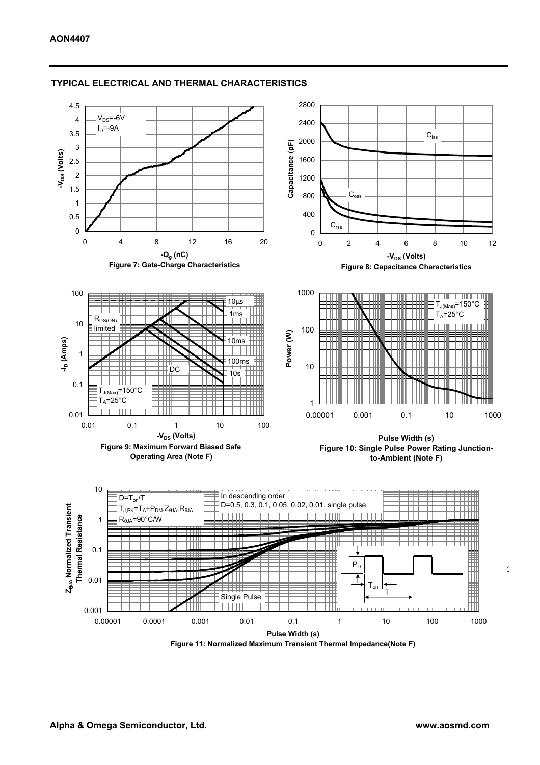## TYPICAL ELECTRICAL AND THERMAL CHARACTERISTICS

$V_{DS}$=-6V
$I_D$=-9A

$-V_{GS}$ (Volts)

$-Q_g$ (nC)

Figure 7: Gate-Charge Characteristics

$C_{iss}$
$C_{oss}$
$C_{rss}$

Capacitance (pF)

$-V_{DS}$ (Volts)

Figure 8: Capacitance Characteristics

10µs
1ms
10ms
100ms
10s
DC
$R_{DS(ON)}$ limited
$T_{J(Max)}$=150°C
$T_A$=25°C

$-I_D$ (Amps)

$-V_{DS}$ (Volts)

Figure 9: Maximum Forward Biased Safe Operating Area (Note F)

$T_{J(Max)}$=150°C
$T_A$=25°C

Power (W)

Pulse Width (s)

Figure 10: Single Pulse Power Rating Junction-to-Ambient (Note F)

$D=T_{on}/T$
$T_{J,PK}=T_A+P_{DM}.Z_{\theta JA}.R_{\theta JA}$
$R_{\theta JA}$=90°C/W

In descending order
D=0.5, 0.3, 0.1, 0.05, 0.02, 0.01, single pulse

Single Pulse

$P_D$
$T_{on}$
T

$Z_{\theta JA}$ Normalized Transient Thermal Resistance

Pulse Width (s)

Figure 11: Normalized Maximum Transient Thermal Impedance(Note F)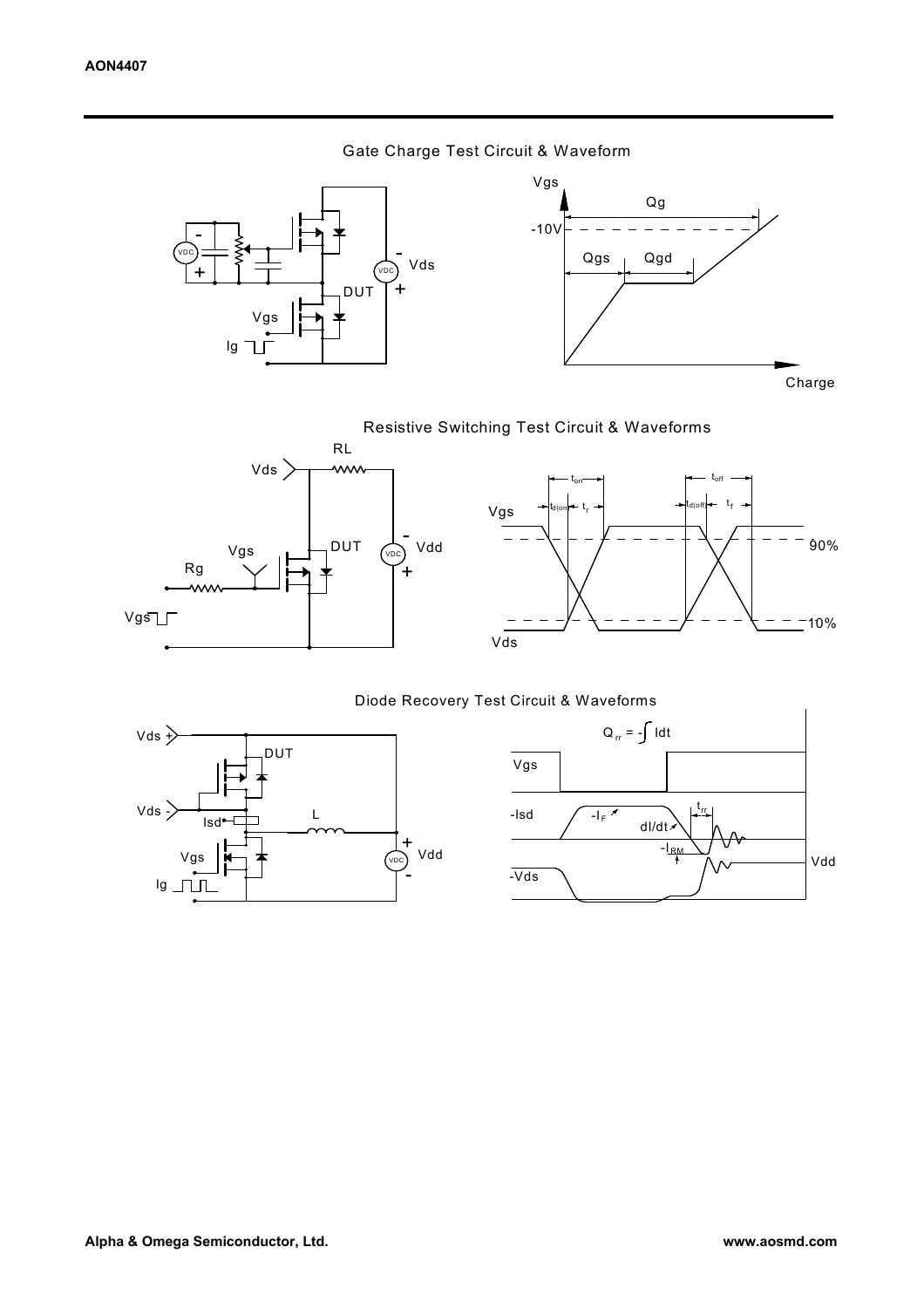## Gate Charge Test Circuit & Waveform

VDC

Vds

DUT

Vgs

Ig

Vgs

Qg

-10V

Qgs

Qgd

Charge

## Resistive Switching Test Circuit & Waveforms

RL

Vds

Vgs

DUT

Vdd

Rg

Vgs

$t_{on}$

$t_{d(on)}$

$t_r$

$t_{off}$

$t_{d(off)}$

$t_f$

Vgs

90%

10%

Vds

## Diode Recovery Test Circuit & Waveforms

Vds +

DUT

Vds -

Isd

L

Vgs

Vdd

Ig

$Q_{rr} = -\int Idt$

Vgs

-Isd

$-I_F$

$t_{rr}$

dI/dt

$-I_{RM}$

Vdd

-Vds